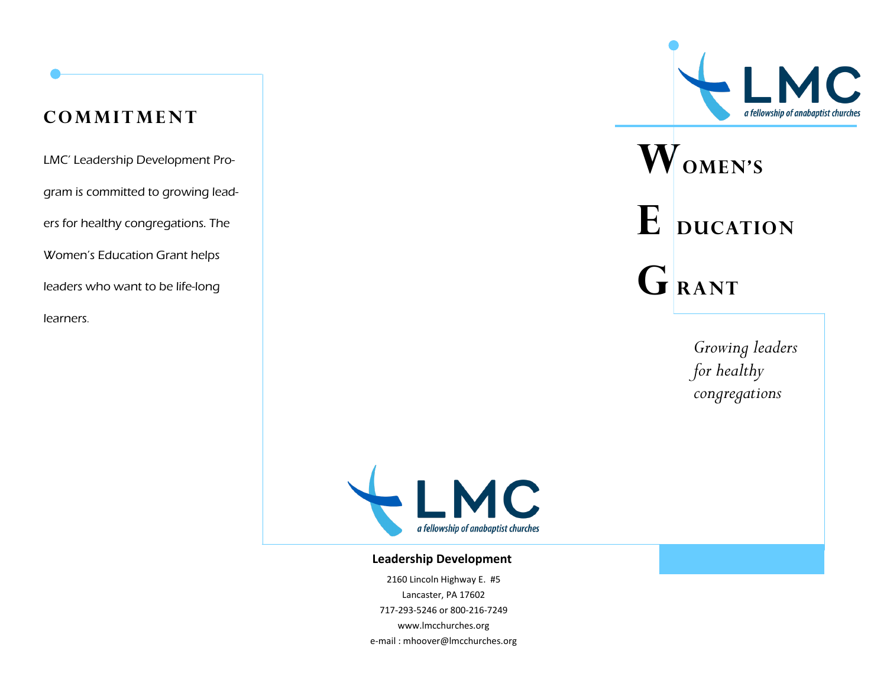## COMMITMENT

LMC' Leadership Development Program is committed to growing leaders for healthy congregations. The Women's Education Grant helps leaders who want to be life-long learners.

LMC
a fellowship of anabaptist churches

**Leadership Development**

2160 Lincoln Highway E. #5
Lancaster, PA 17602
717-293-5246 or 800-216-7249
www.lmcchurches.org
e-mail : mhoover@lmcchurches.org

LMC
a fellowship of anabaptist churches

# WOMEN'S EDUCATION GRANT

*Growing leaders for healthy congregations*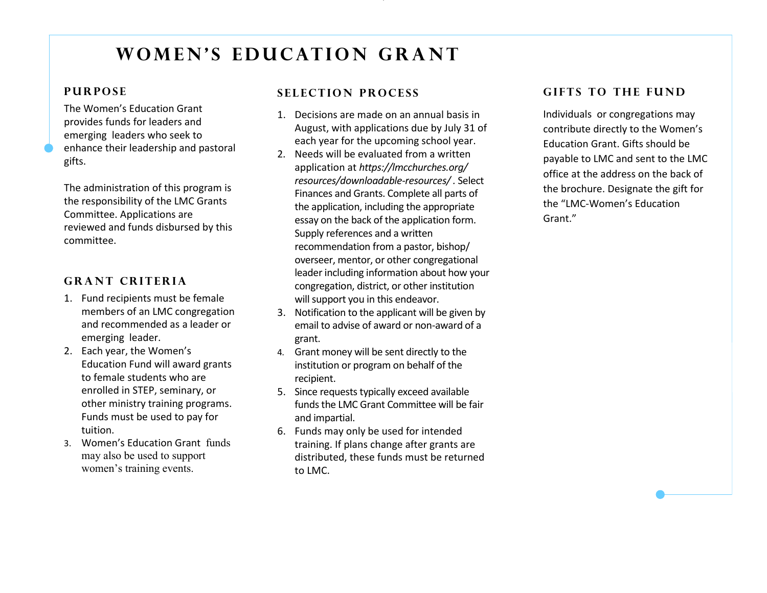# WOMEN'S EDUCATION GRANT

## PURPOSE

The Women's Education Grant provides funds for leaders and emerging leaders who seek to enhance their leadership and pastoral gifts.

The administration of this program is the responsibility of the LMC Grants Committee. Applications are reviewed and funds disbursed by this committee.

## GRANT CRITERIA

1. Fund recipients must be female members of an LMC congregation and recommended as a leader or emerging leader.
2. Each year, the Women's Education Fund will award grants to female students who are enrolled in STEP, seminary, or other ministry training programs. Funds must be used to pay for tuition.
3. Women's Education Grant funds may also be used to support women's training events.

## SELECTION PROCESS

1. Decisions are made on an annual basis in August, with applications due by July 31 of each year for the upcoming school year.
2. Needs will be evaluated from a written application at *https://lmcchurches.org/resources/downloadable-resources/* . Select Finances and Grants. Complete all parts of the application, including the appropriate essay on the back of the application form. Supply references and a written recommendation from a pastor, bishop/overseer, mentor, or other congregational leader including information about how your congregation, district, or other institution will support you in this endeavor.
3. Notification to the applicant will be given by email to advise of award or non-award of a grant.
4. Grant money will be sent directly to the institution or program on behalf of the recipient.
5. Since requests typically exceed available funds the LMC Grant Committee will be fair and impartial.
6. Funds may only be used for intended training. If plans change after grants are distributed, these funds must be returned to LMC.

## GIFTS TO THE FUND

Individuals or congregations may contribute directly to the Women's Education Grant. Gifts should be payable to LMC and sent to the LMC office at the address on the back of the brochure. Designate the gift for the "LMC-Women's Education Grant."